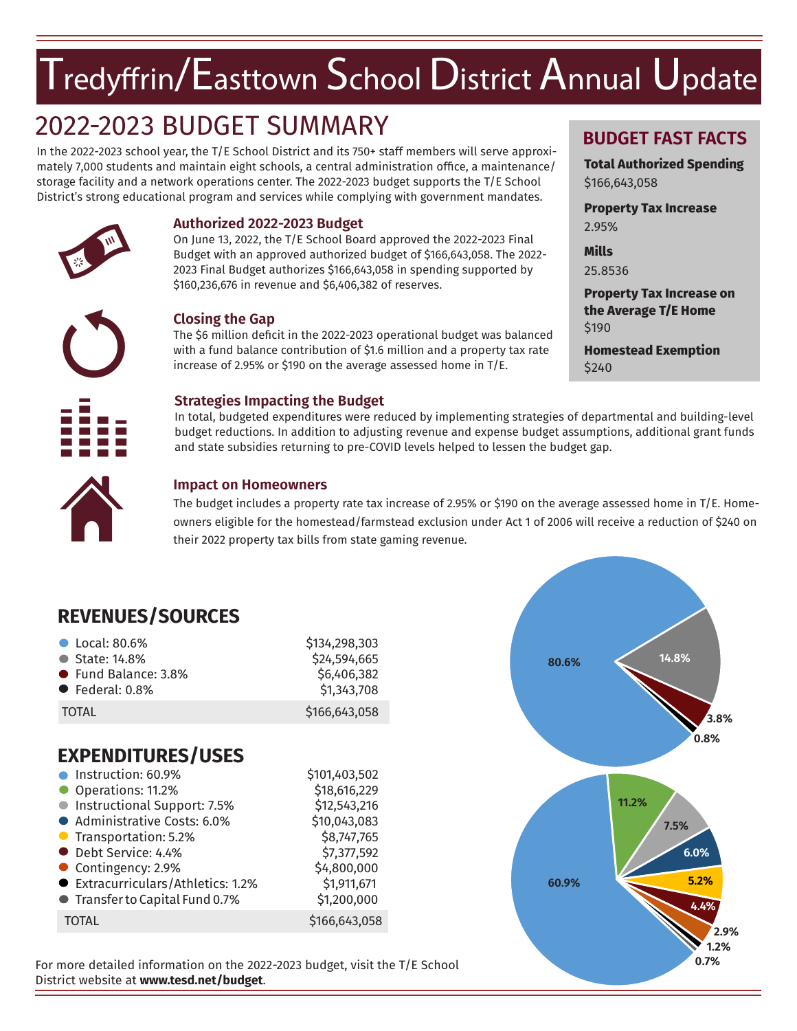# Tredyffrin/Easttown School District Annual Update

## 2022-2023 BUDGET SUMMARY

In the 2022-2023 school year, the T/E School District and its 750+ staff members will serve approximately 7,000 students and maintain eight schools, a central administration office, a maintenance/storage facility and a network operations center. The 2022-2023 budget supports the T/E School District's strong educational program and services while complying with government mandates.

### Authorized 2022-2023 Budget

On June 13, 2022, the T/E School Board approved the 2022-2023 Final Budget with an approved authorized budget of $166,643,058. The 2022-2023 Final Budget authorizes $166,643,058 in spending supported by $160,236,676 in revenue and $6,406,382 of reserves.

### Closing the Gap

The $6 million deficit in the 2022-2023 operational budget was balanced with a fund balance contribution of $1.6 million and a property tax rate increase of 2.95% or $190 on the average assessed home in T/E.

### Strategies Impacting the Budget

In total, budgeted expenditures were reduced by implementing strategies of departmental and building-level budget reductions. In addition to adjusting revenue and expense budget assumptions, additional grant funds and state subsidies returning to pre-COVID levels helped to lessen the budget gap.

### Impact on Homeowners

The budget includes a property rate tax increase of 2.95% or $190 on the average assessed home in T/E. Homeowners eligible for the homestead/farmstead exclusion under Act 1 of 2006 will receive a reduction of $240 on their 2022 property tax bills from state gaming revenue.

## BUDGET FAST FACTS

**Total Authorized Spending**
$166,643,058

**Property Tax Increase**
2.95%

**Mills**
25.8536

**Property Tax Increase on the Average T/E Home**
$190

**Homestead Exemption**
$240

## REVENUES/SOURCES

| Source | Amount |
|---|---|
| Local: 80.6% | $134,298,303 |
| State: 14.8% | $24,594,665 |
| Fund Balance: 3.8% | $6,406,382 |
| Federal: 0.8% | $1,343,708 |
| TOTAL | $166,643,058 |

## EXPENDITURES/USES

| Use | Amount |
|---|---|
| Instruction: 60.9% | $101,403,502 |
| Operations: 11.2% | $18,616,229 |
| Instructional Support: 7.5% | $12,543,216 |
| Administrative Costs: 6.0% | $10,043,083 |
| Transportation: 5.2% | $8,747,765 |
| Debt Service: 4.4% | $7,377,592 |
| Contingency: 2.9% | $4,800,000 |
| Extracurriculars/Athletics: 1.2% | $1,911,671 |
| Transfer to Capital Fund 0.7% | $1,200,000 |
| TOTAL | $166,643,058 |

For more detailed information on the 2022-2023 budget, visit the T/E School District website at **www.tesd.net/budget**.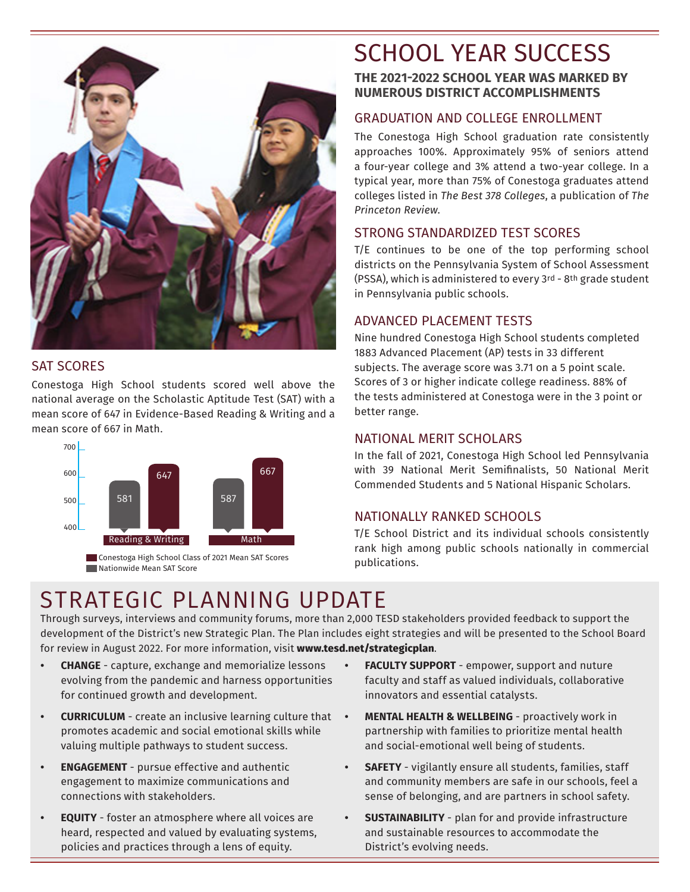## SAT SCORES

Conestoga High School students scored well above the national average on the Scholastic Aptitude Test (SAT) with a mean score of 647 in Evidence-Based Reading & Writing and a mean score of 667 in Math.

| | Nationwide Mean SAT Score | Conestoga High School Class of 2021 Mean SAT Scores |
|---|---|---|
| Reading & Writing | 581 | 647 |
| Math | 587 | 667 |

# SCHOOL YEAR SUCCESS

**THE 2021-2022 SCHOOL YEAR WAS MARKED BY NUMEROUS DISTRICT ACCOMPLISHMENTS**

## GRADUATION AND COLLEGE ENROLLMENT

The Conestoga High School graduation rate consistently approaches 100%. Approximately 95% of seniors attend a four-year college and 3% attend a two-year college. In a typical year, more than 75% of Conestoga graduates attend colleges listed in *The Best 378 Colleges*, a publication of *The Princeton Review*.

## STRONG STANDARDIZED TEST SCORES

T/E continues to be one of the top performing school districts on the Pennsylvania System of School Assessment (PSSA), which is administered to every 3rd - 8th grade student in Pennsylvania public schools.

## ADVANCED PLACEMENT TESTS

Nine hundred Conestoga High School students completed 1883 Advanced Placement (AP) tests in 33 different subjects. The average score was 3.71 on a 5 point scale. Scores of 3 or higher indicate college readiness. 88% of the tests administered at Conestoga were in the 3 point or better range.

## NATIONAL MERIT SCHOLARS

In the fall of 2021, Conestoga High School led Pennsylvania with 39 National Merit Semifinalists, 50 National Merit Commended Students and 5 National Hispanic Scholars.

## NATIONALLY RANKED SCHOOLS

T/E School District and its individual schools consistently rank high among public schools nationally in commercial publications.

# STRATEGIC PLANNING UPDATE

Through surveys, interviews and community forums, more than 2,000 TESD stakeholders provided feedback to support the development of the District's new Strategic Plan. The Plan includes eight strategies and will be presented to the School Board for review in August 2022. For more information, visit **www.tesd.net/strategicplan**.

- **CHANGE** - capture, exchange and memorialize lessons evolving from the pandemic and harness opportunities for continued growth and development.
- **CURRICULUM** - create an inclusive learning culture that promotes academic and social emotional skills while valuing multiple pathways to student success.
- **ENGAGEMENT** - pursue effective and authentic engagement to maximize communications and connections with stakeholders.
- **EQUITY** - foster an atmosphere where all voices are heard, respected and valued by evaluating systems, policies and practices through a lens of equity.
- **FACULTY SUPPORT** - empower, support and nuture faculty and staff as valued individuals, collaborative innovators and essential catalysts.
- **MENTAL HEALTH & WELLBEING** - proactively work in partnership with families to prioritize mental health and social-emotional well being of students.
- **SAFETY** - vigilantly ensure all students, families, staff and community members are safe in our schools, feel a sense of belonging, and are partners in school safety.
- **SUSTAINABILITY** - plan for and provide infrastructure and sustainable resources to accommodate the District's evolving needs.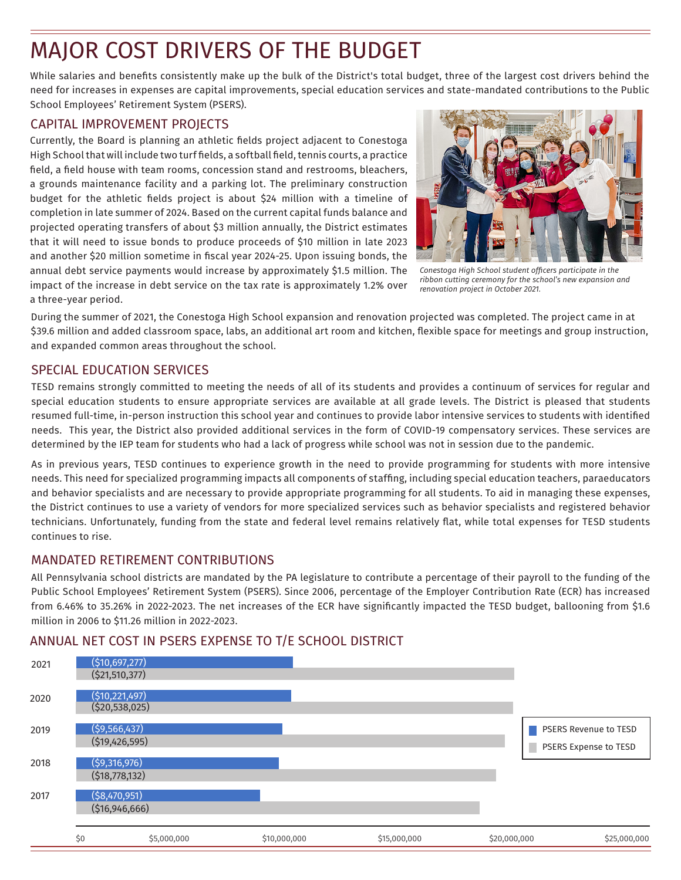# MAJOR COST DRIVERS OF THE BUDGET

While salaries and benefits consistently make up the bulk of the District's total budget, three of the largest cost drivers behind the need for increases in expenses are capital improvements, special education services and state-mandated contributions to the Public School Employees' Retirement System (PSERS).

## CAPITAL IMPROVEMENT PROJECTS

Currently, the Board is planning an athletic fields project adjacent to Conestoga High School that will include two turf fields, a softball field, tennis courts, a practice field, a field house with team rooms, concession stand and restrooms, bleachers, a grounds maintenance facility and a parking lot. The preliminary construction budget for the athletic fields project is about $24 million with a timeline of completion in late summer of 2024. Based on the current capital funds balance and projected operating transfers of about $3 million annually, the District estimates that it will need to issue bonds to produce proceeds of $10 million in late 2023 and another $20 million sometime in fiscal year 2024-25. Upon issuing bonds, the annual debt service payments would increase by approximately $1.5 million. The impact of the increase in debt service on the tax rate is approximately 1.2% over a three-year period.

*Conestoga High School student officers participate in the ribbon cutting ceremony for the school's new expansion and renovation project in October 2021.*

During the summer of 2021, the Conestoga High School expansion and renovation projected was completed. The project came in at $39.6 million and added classroom space, labs, an additional art room and kitchen, flexible space for meetings and group instruction, and expanded common areas throughout the school.

## SPECIAL EDUCATION SERVICES

TESD remains strongly committed to meeting the needs of all of its students and provides a continuum of services for regular and special education students to ensure appropriate services are available at all grade levels. The District is pleased that students resumed full-time, in-person instruction this school year and continues to provide labor intensive services to students with identified needs. This year, the District also provided additional services in the form of COVID-19 compensatory services. These services are determined by the IEP team for students who had a lack of progress while school was not in session due to the pandemic.

As in previous years, TESD continues to experience growth in the need to provide programming for students with more intensive needs. This need for specialized programming impacts all components of staffing, including special education teachers, paraeducators and behavior specialists and are necessary to provide appropriate programming for all students. To aid in managing these expenses, the District continues to use a variety of vendors for more specialized services such as behavior specialists and registered behavior technicians. Unfortunately, funding from the state and federal level remains relatively flat, while total expenses for TESD students continues to rise.

## MANDATED RETIREMENT CONTRIBUTIONS

All Pennsylvania school districts are mandated by the PA legislature to contribute a percentage of their payroll to the funding of the Public School Employees' Retirement System (PSERS). Since 2006, percentage of the Employer Contribution Rate (ECR) has increased from 6.46% to 35.26% in 2022-2023. The net increases of the ECR have significantly impacted the TESD budget, ballooning from $1.6 million in 2006 to $11.26 million in 2022-2023.

## ANNUAL NET COST IN PSERS EXPENSE TO T/E SCHOOL DISTRICT

| Year | PSERS Revenue to TESD | PSERS Expense to TESD |
|---|---|---|
| 2021 | ($10,697,277) | ($21,510,377) |
| 2020 | ($10,221,497) | ($20,538,025) |
| 2019 | ($9,566,437) | ($19,426,595) |
| 2018 | ($9,316,976) | ($18,778,132) |
| 2017 | ($8,470,951) | ($16,946,666) |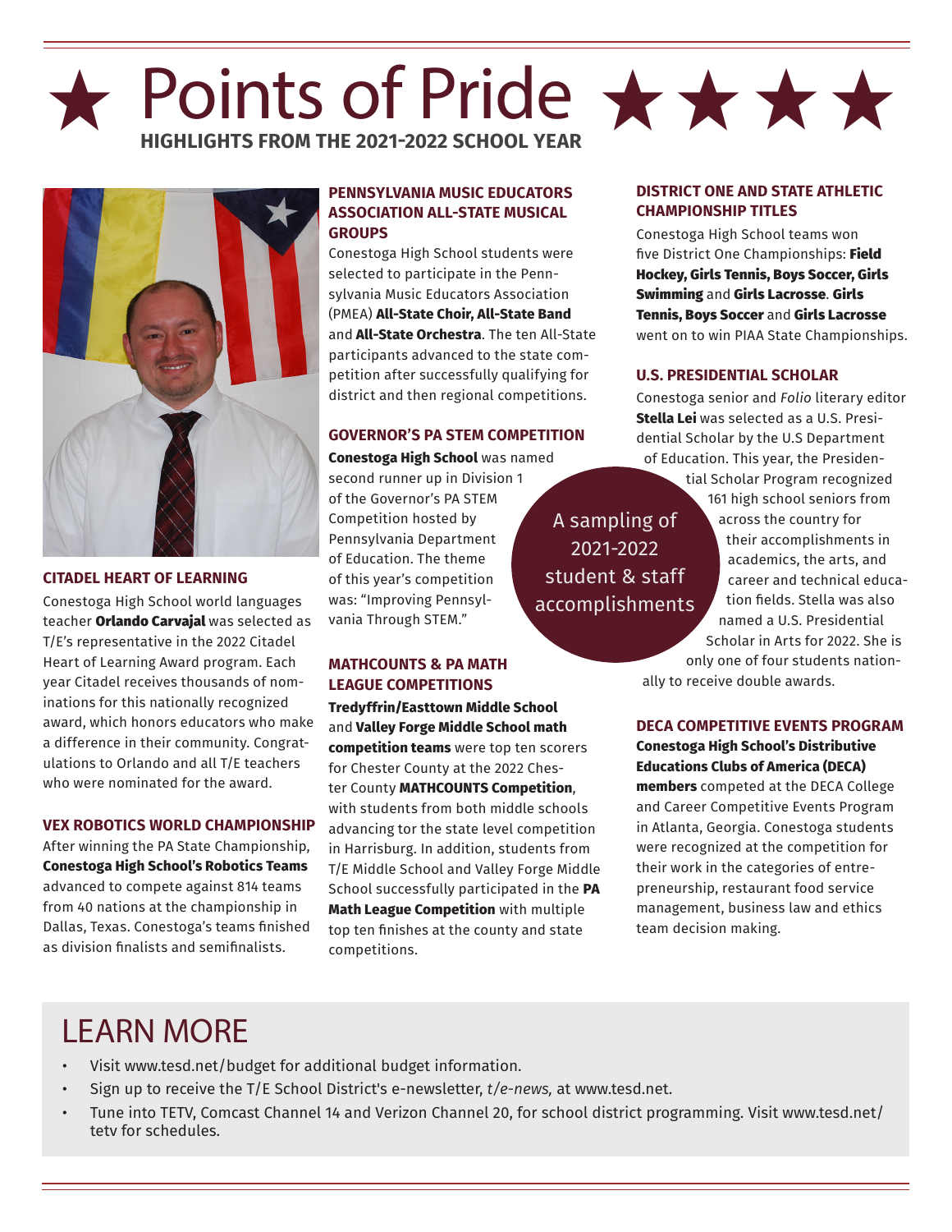# ★ Points of Pride ★★★★

**HIGHLIGHTS FROM THE 2021-2022 SCHOOL YEAR**

A sampling of 2021-2022 student & staff accomplishments

### CITADEL HEART OF LEARNING

Conestoga High School world languages teacher **Orlando Carvajal** was selected as T/E's representative in the 2022 Citadel Heart of Learning Award program. Each year Citadel receives thousands of nominations for this nationally recognized award, which honors educators who make a difference in their community. Congratulations to Orlando and all T/E teachers who were nominated for the award.

### VEX ROBOTICS WORLD CHAMPIONSHIP

After winning the PA State Championship, **Conestoga High School's Robotics Teams** advanced to compete against 814 teams from 40 nations at the championship in Dallas, Texas. Conestoga's teams finished as division finalists and semifinalists.

### PENNSYLVANIA MUSIC EDUCATORS ASSOCIATION ALL-STATE MUSICAL GROUPS

Conestoga High School students were selected to participate in the Pennsylvania Music Educators Association (PMEA) **All-State Choir, All-State Band** and **All-State Orchestra**. The ten All-State participants advanced to the state competition after successfully qualifying for district and then regional competitions.

### GOVERNOR'S PA STEM COMPETITION

**Conestoga High School** was named second runner up in Division 1 of the Governor's PA STEM Competition hosted by Pennsylvania Department of Education. The theme of this year's competition was: "Improving Pennsylvania Through STEM."

### MATHCOUNTS & PA MATH LEAGUE COMPETITIONS

**Tredyffrin/Easttown Middle School** and **Valley Forge Middle School math competition teams** were top ten scorers for Chester County at the 2022 Chester County **MATHCOUNTS Competition**, with students from both middle schools advancing tor the state level competition in Harrisburg. In addition, students from T/E Middle School and Valley Forge Middle School successfully participated in the **PA Math League Competition** with multiple top ten finishes at the county and state competitions.

### DISTRICT ONE AND STATE ATHLETIC CHAMPIONSHIP TITLES

Conestoga High School teams won five District One Championships: **Field Hockey, Girls Tennis, Boys Soccer, Girls Swimming** and **Girls Lacrosse**. **Girls Tennis, Boys Soccer** and **Girls Lacrosse** went on to win PIAA State Championships.

### U.S. PRESIDENTIAL SCHOLAR

Conestoga senior and *Folio* literary editor **Stella Lei** was selected as a U.S. Presidential Scholar by the U.S Department of Education. This year, the Presidential Scholar Program recognized 161 high school seniors from across the country for their accomplishments in academics, the arts, and career and technical education fields. Stella was also named a U.S. Presidential Scholar in Arts for 2022. She is only one of four students nationally to receive double awards.

### DECA COMPETITIVE EVENTS PROGRAM

**Conestoga High School's Distributive Educations Clubs of America (DECA) members** competed at the DECA College and Career Competitive Events Program in Atlanta, Georgia. Conestoga students were recognized at the competition for their work in the categories of entrepreneurship, restaurant food service management, business law and ethics team decision making.

## LEARN MORE

- Visit www.tesd.net/budget for additional budget information.
- Sign up to receive the T/E School District's e-newsletter, *t/e-news,* at www.tesd.net.
- Tune into TETV, Comcast Channel 14 and Verizon Channel 20, for school district programming. Visit www.tesd.net/tetv for schedules.